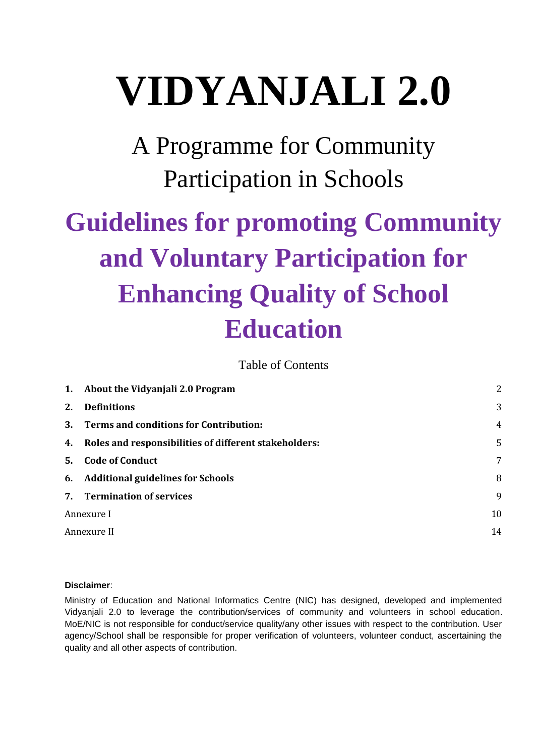# VIDYANJALI 2.0

A Programme for Community Participation in Schools

## Guidelines for promoting Community and Voluntary Participation for Enhancing Quality of School Education

Table of Contents

| | | |
|---|---|---|
| **1.** | **About the Vidyanjali 2.0 Program** | 2 |
| **2.** | **Definitions** | 3 |
| **3.** | **Terms and conditions for Contribution:** | 4 |
| **4.** | **Roles and responsibilities of different stakeholders:** | 5 |
| **5.** | **Code of Conduct** | 7 |
| **6.** | **Additional guidelines for Schools** | 8 |
| **7.** | **Termination of services** | 9 |
| Annexure I | | 10 |
| Annexure II | | 14 |

**Disclaimer**:

Ministry of Education and National Informatics Centre (NIC) has designed, developed and implemented Vidyanjali 2.0 to leverage the contribution/services of community and volunteers in school education. MoE/NIC is not responsible for conduct/service quality/any other issues with respect to the contribution. User agency/School shall be responsible for proper verification of volunteers, volunteer conduct, ascertaining the quality and all other aspects of contribution.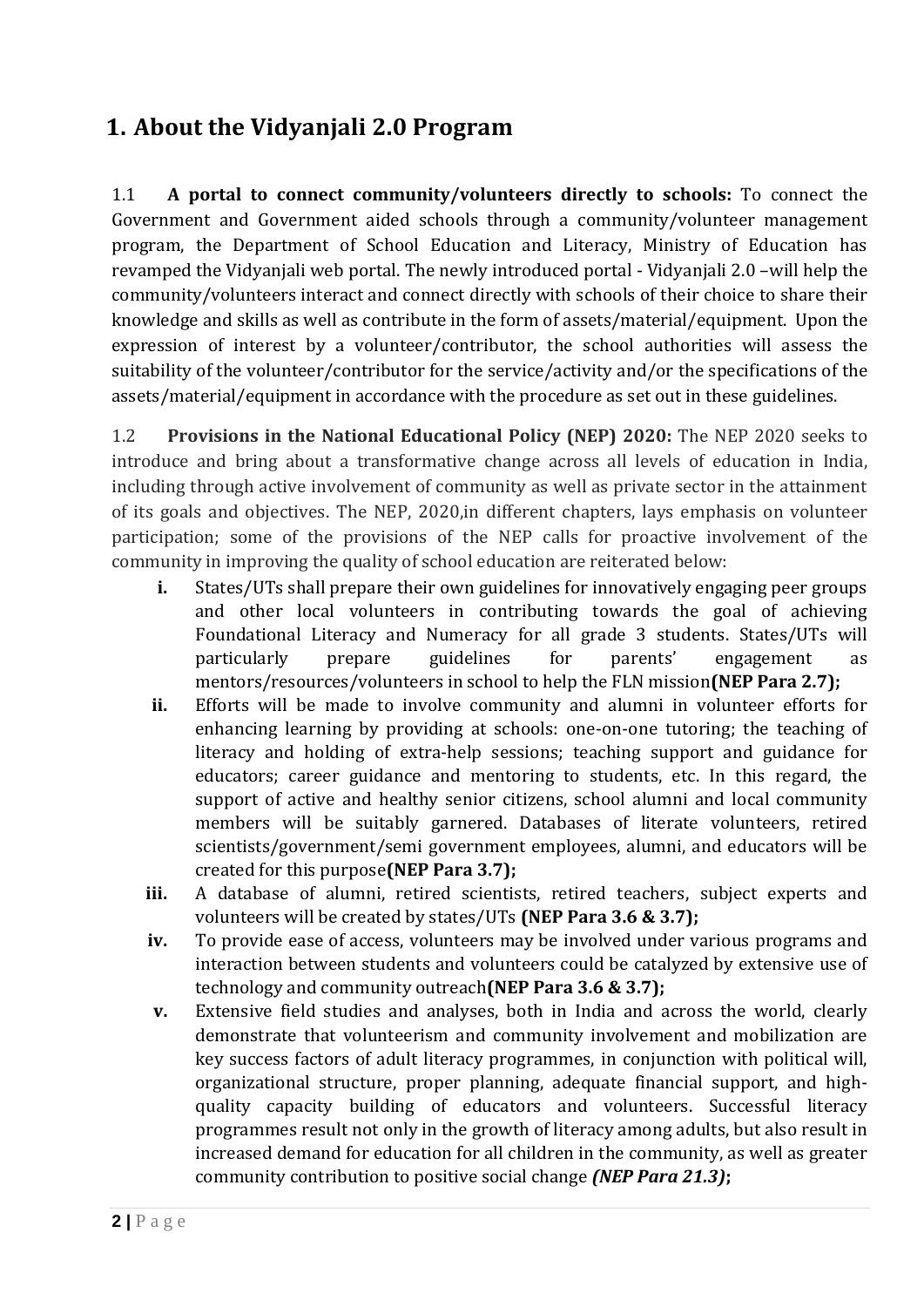# 1. About the Vidyanjali 2.0 Program

1.1 **A portal to connect community/volunteers directly to schools:** To connect the Government and Government aided schools through a community/volunteer management program, the Department of School Education and Literacy, Ministry of Education has revamped the Vidyanjali web portal. The newly introduced portal - Vidyanjali 2.0 –will help the community/volunteers interact and connect directly with schools of their choice to share their knowledge and skills as well as contribute in the form of assets/material/equipment. Upon the expression of interest by a volunteer/contributor, the school authorities will assess the suitability of the volunteer/contributor for the service/activity and/or the specifications of the assets/material/equipment in accordance with the procedure as set out in these guidelines.

1.2 **Provisions in the National Educational Policy (NEP) 2020:** The NEP 2020 seeks to introduce and bring about a transformative change across all levels of education in India, including through active involvement of community as well as private sector in the attainment of its goals and objectives. The NEP, 2020,in different chapters, lays emphasis on volunteer participation; some of the provisions of the NEP calls for proactive involvement of the community in improving the quality of school education are reiterated below:

- **i.** States/UTs shall prepare their own guidelines for innovatively engaging peer groups and other local volunteers in contributing towards the goal of achieving Foundational Literacy and Numeracy for all grade 3 students. States/UTs will particularly prepare guidelines for parents' engagement as mentors/resources/volunteers in school to help the FLN mission**(NEP Para 2.7);**
- **ii.** Efforts will be made to involve community and alumni in volunteer efforts for enhancing learning by providing at schools: one-on-one tutoring; the teaching of literacy and holding of extra-help sessions; teaching support and guidance for educators; career guidance and mentoring to students, etc. In this regard, the support of active and healthy senior citizens, school alumni and local community members will be suitably garnered. Databases of literate volunteers, retired scientists/government/semi government employees, alumni, and educators will be created for this purpose**(NEP Para 3.7);**
- **iii.** A database of alumni, retired scientists, retired teachers, subject experts and volunteers will be created by states/UTs **(NEP Para 3.6 & 3.7);**
- **iv.** To provide ease of access, volunteers may be involved under various programs and interaction between students and volunteers could be catalyzed by extensive use of technology and community outreach**(NEP Para 3.6 & 3.7);**
- **v.** Extensive field studies and analyses, both in India and across the world, clearly demonstrate that volunteerism and community involvement and mobilization are key success factors of adult literacy programmes, in conjunction with political will, organizational structure, proper planning, adequate financial support, and high-quality capacity building of educators and volunteers. Successful literacy programmes result not only in the growth of literacy among adults, but also result in increased demand for education for all children in the community, as well as greater community contribution to positive social change ***(NEP Para 21.3)*;**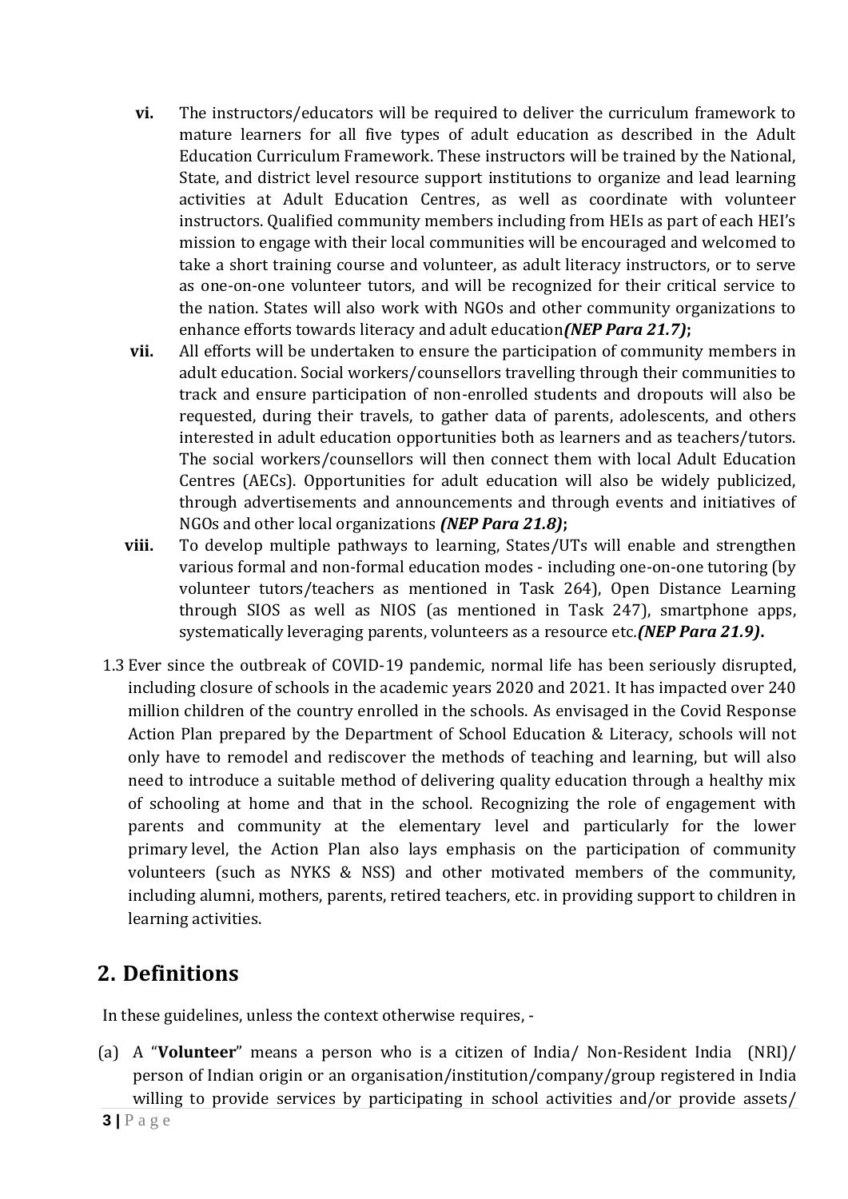vi. The instructors/educators will be required to deliver the curriculum framework to mature learners for all five types of adult education as described in the Adult Education Curriculum Framework. These instructors will be trained by the National, State, and district level resource support institutions to organize and lead learning activities at Adult Education Centres, as well as coordinate with volunteer instructors. Qualified community members including from HEIs as part of each HEI's mission to engage with their local communities will be encouraged and welcomed to take a short training course and volunteer, as adult literacy instructors, or to serve as one-on-one volunteer tutors, and will be recognized for their critical service to the nation. States will also work with NGOs and other community organizations to enhance efforts towards literacy and adult education ***(NEP Para 21.7)*****;**

vii. All efforts will be undertaken to ensure the participation of community members in adult education. Social workers/counsellors travelling through their communities to track and ensure participation of non-enrolled students and dropouts will also be requested, during their travels, to gather data of parents, adolescents, and others interested in adult education opportunities both as learners and as teachers/tutors. The social workers/counsellors will then connect them with local Adult Education Centres (AECs). Opportunities for adult education will also be widely publicized, through advertisements and announcements and through events and initiatives of NGOs and other local organizations ***(NEP Para 21.8)*****;**

viii. To develop multiple pathways to learning, States/UTs will enable and strengthen various formal and non-formal education modes - including one-on-one tutoring (by volunteer tutors/teachers as mentioned in Task 264), Open Distance Learning through SIOS as well as NIOS (as mentioned in Task 247), smartphone apps, systematically leveraging parents, volunteers as a resource etc. ***(NEP Para 21.9)*****.**

1.3 Ever since the outbreak of COVID-19 pandemic, normal life has been seriously disrupted, including closure of schools in the academic years 2020 and 2021. It has impacted over 240 million children of the country enrolled in the schools. As envisaged in the Covid Response Action Plan prepared by the Department of School Education & Literacy, schools will not only have to remodel and rediscover the methods of teaching and learning, but will also need to introduce a suitable method of delivering quality education through a healthy mix of schooling at home and that in the school. Recognizing the role of engagement with parents and community at the elementary level and particularly for the lower primary level, the Action Plan also lays emphasis on the participation of community volunteers (such as NYKS & NSS) and other motivated members of the community, including alumni, mothers, parents, retired teachers, etc. in providing support to children in learning activities.

## 2. Definitions

In these guidelines, unless the context otherwise requires, -

(a) A "**Volunteer**" means a person who is a citizen of India/ Non-Resident India (NRI)/ person of Indian origin or an organisation/institution/company/group registered in India willing to provide services by participating in school activities and/or provide assets/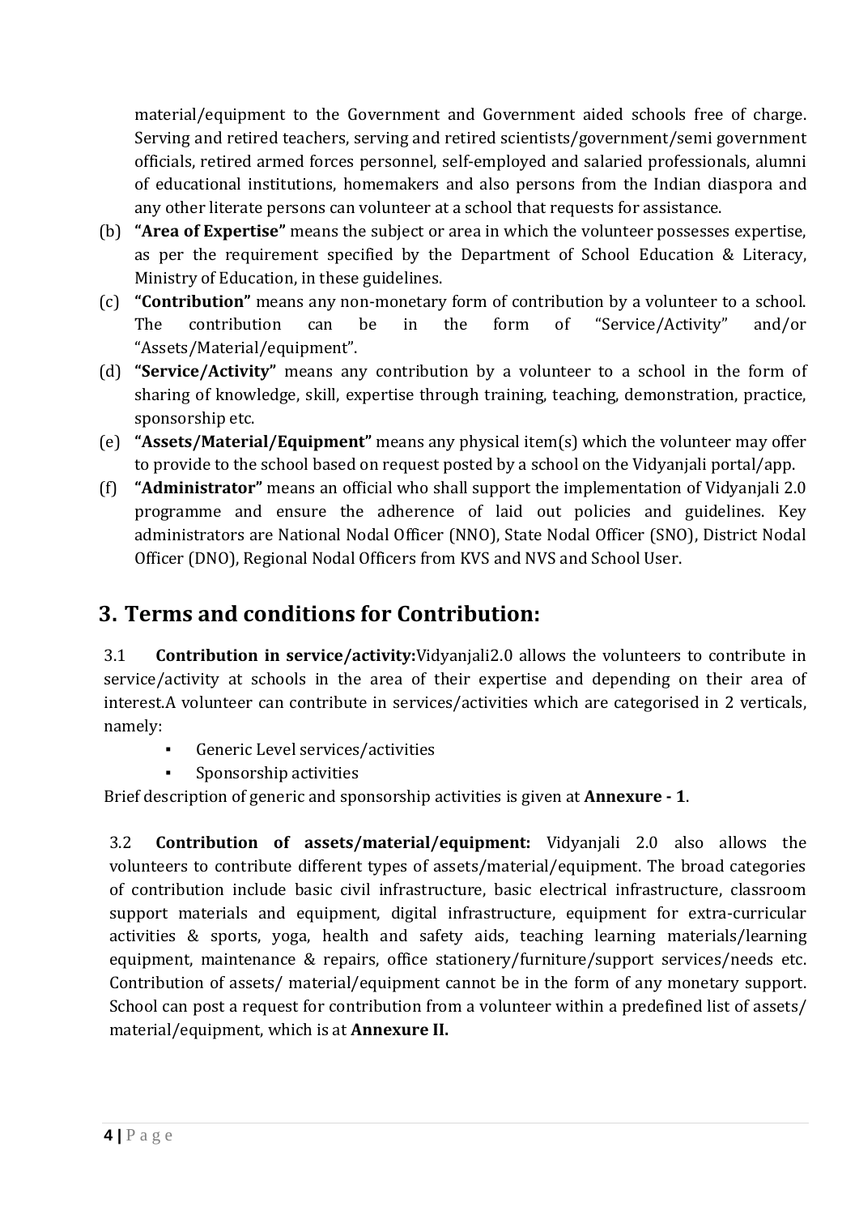material/equipment to the Government and Government aided schools free of charge. Serving and retired teachers, serving and retired scientists/government/semi government officials, retired armed forces personnel, self-employed and salaried professionals, alumni of educational institutions, homemakers and also persons from the Indian diaspora and any other literate persons can volunteer at a school that requests for assistance.

(b) **"Area of Expertise"** means the subject or area in which the volunteer possesses expertise, as per the requirement specified by the Department of School Education & Literacy, Ministry of Education, in these guidelines.

(c) **"Contribution"** means any non-monetary form of contribution by a volunteer to a school. The contribution can be in the form of "Service/Activity" and/or "Assets/Material/equipment".

(d) **"Service/Activity"** means any contribution by a volunteer to a school in the form of sharing of knowledge, skill, expertise through training, teaching, demonstration, practice, sponsorship etc.

(e) **"Assets/Material/Equipment"** means any physical item(s) which the volunteer may offer to provide to the school based on request posted by a school on the Vidyanjali portal/app.

(f) **"Administrator"** means an official who shall support the implementation of Vidyanjali 2.0 programme and ensure the adherence of laid out policies and guidelines. Key administrators are National Nodal Officer (NNO), State Nodal Officer (SNO), District Nodal Officer (DNO), Regional Nodal Officers from KVS and NVS and School User.

## 3. Terms and conditions for Contribution:

3.1 **Contribution in service/activity:**Vidyanjali2.0 allows the volunteers to contribute in service/activity at schools in the area of their expertise and depending on their area of interest.A volunteer can contribute in services/activities which are categorised in 2 verticals, namely:

- Generic Level services/activities
- Sponsorship activities

Brief description of generic and sponsorship activities is given at **Annexure - 1**.

3.2 **Contribution of assets/material/equipment:** Vidyanjali 2.0 also allows the volunteers to contribute different types of assets/material/equipment. The broad categories of contribution include basic civil infrastructure, basic electrical infrastructure, classroom support materials and equipment, digital infrastructure, equipment for extra-curricular activities & sports, yoga, health and safety aids, teaching learning materials/learning equipment, maintenance & repairs, office stationery/furniture/support services/needs etc. Contribution of assets/ material/equipment cannot be in the form of any monetary support. School can post a request for contribution from a volunteer within a predefined list of assets/ material/equipment, which is at **Annexure II.**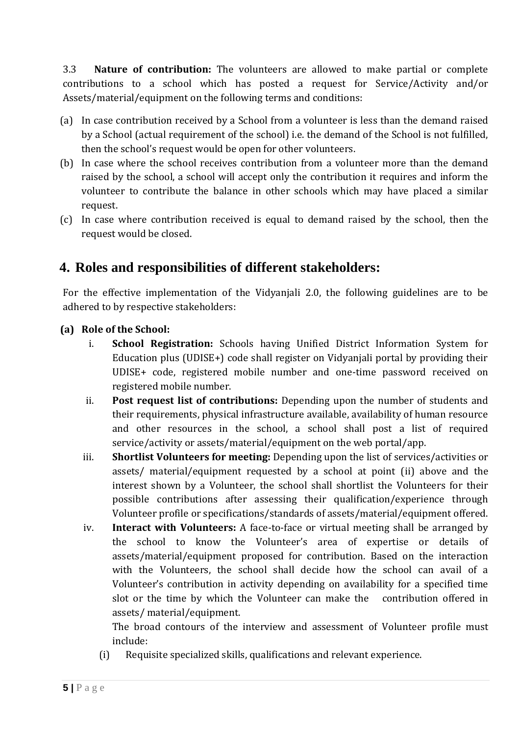3.3 **Nature of contribution:** The volunteers are allowed to make partial or complete contributions to a school which has posted a request for Service/Activity and/or Assets/material/equipment on the following terms and conditions:

(a) In case contribution received by a School from a volunteer is less than the demand raised by a School (actual requirement of the school) i.e. the demand of the School is not fulfilled, then the school's request would be open for other volunteers.

(b) In case where the school receives contribution from a volunteer more than the demand raised by the school, a school will accept only the contribution it requires and inform the volunteer to contribute the balance in other schools which may have placed a similar request.

(c) In case where contribution received is equal to demand raised by the school, then the request would be closed.

## 4. Roles and responsibilities of different stakeholders:

For the effective implementation of the Vidyanjali 2.0, the following guidelines are to be adhered to by respective stakeholders:

**(a) Role of the School:**

i. **School Registration:** Schools having Unified District Information System for Education plus (UDISE+) code shall register on Vidyanjali portal by providing their UDISE+ code, registered mobile number and one-time password received on registered mobile number.

ii. **Post request list of contributions:** Depending upon the number of students and their requirements, physical infrastructure available, availability of human resource and other resources in the school, a school shall post a list of required service/activity or assets/material/equipment on the web portal/app.

iii. **Shortlist Volunteers for meeting:** Depending upon the list of services/activities or assets/ material/equipment requested by a school at point (ii) above and the interest shown by a Volunteer, the school shall shortlist the Volunteers for their possible contributions after assessing their qualification/experience through Volunteer profile or specifications/standards of assets/material/equipment offered.

iv. **Interact with Volunteers:** A face-to-face or virtual meeting shall be arranged by the school to know the Volunteer's area of expertise or details of assets/material/equipment proposed for contribution. Based on the interaction with the Volunteers, the school shall decide how the school can avail of a Volunteer's contribution in activity depending on availability for a specified time slot or the time by which the Volunteer can make the contribution offered in assets/ material/equipment.

The broad contours of the interview and assessment of Volunteer profile must include:

(i) Requisite specialized skills, qualifications and relevant experience.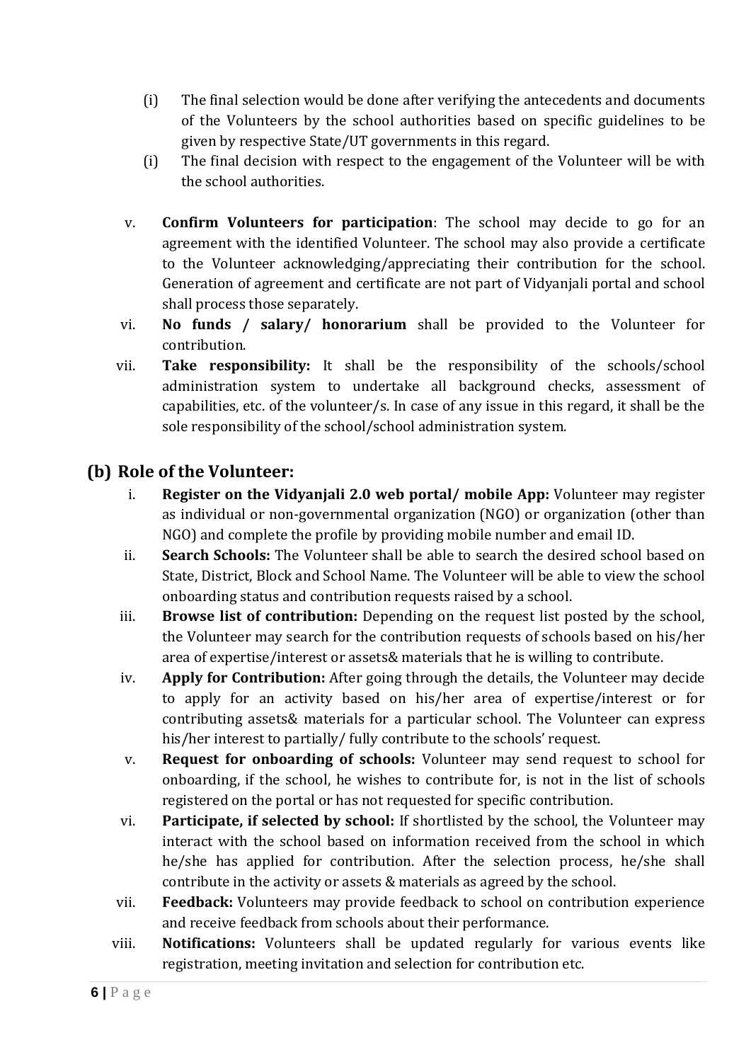(i) The final selection would be done after verifying the antecedents and documents of the Volunteers by the school authorities based on specific guidelines to be given by respective State/UT governments in this regard.

(i) The final decision with respect to the engagement of the Volunteer will be with the school authorities.

v. **Confirm Volunteers for participation**: The school may decide to go for an agreement with the identified Volunteer. The school may also provide a certificate to the Volunteer acknowledging/appreciating their contribution for the school. Generation of agreement and certificate are not part of Vidyanjali portal and school shall process those separately.

vi. **No funds / salary/ honorarium** shall be provided to the Volunteer for contribution.

vii. **Take responsibility:** It shall be the responsibility of the schools/school administration system to undertake all background checks, assessment of capabilities, etc. of the volunteer/s. In case of any issue in this regard, it shall be the sole responsibility of the school/school administration system.

## (b) Role of the Volunteer:

i. **Register on the Vidyanjali 2.0 web portal/ mobile App:** Volunteer may register as individual or non-governmental organization (NGO) or organization (other than NGO) and complete the profile by providing mobile number and email ID.

ii. **Search Schools:** The Volunteer shall be able to search the desired school based on State, District, Block and School Name. The Volunteer will be able to view the school onboarding status and contribution requests raised by a school.

iii. **Browse list of contribution:** Depending on the request list posted by the school, the Volunteer may search for the contribution requests of schools based on his/her area of expertise/interest or assets& materials that he is willing to contribute.

iv. **Apply for Contribution:** After going through the details, the Volunteer may decide to apply for an activity based on his/her area of expertise/interest or for contributing assets& materials for a particular school. The Volunteer can express his/her interest to partially/ fully contribute to the schools' request.

v. **Request for onboarding of schools:** Volunteer may send request to school for onboarding, if the school, he wishes to contribute for, is not in the list of schools registered on the portal or has not requested for specific contribution.

vi. **Participate, if selected by school:** If shortlisted by the school, the Volunteer may interact with the school based on information received from the school in which he/she has applied for contribution. After the selection process, he/she shall contribute in the activity or assets & materials as agreed by the school.

vii. **Feedback:** Volunteers may provide feedback to school on contribution experience and receive feedback from schools about their performance.

viii. **Notifications:** Volunteers shall be updated regularly for various events like registration, meeting invitation and selection for contribution etc.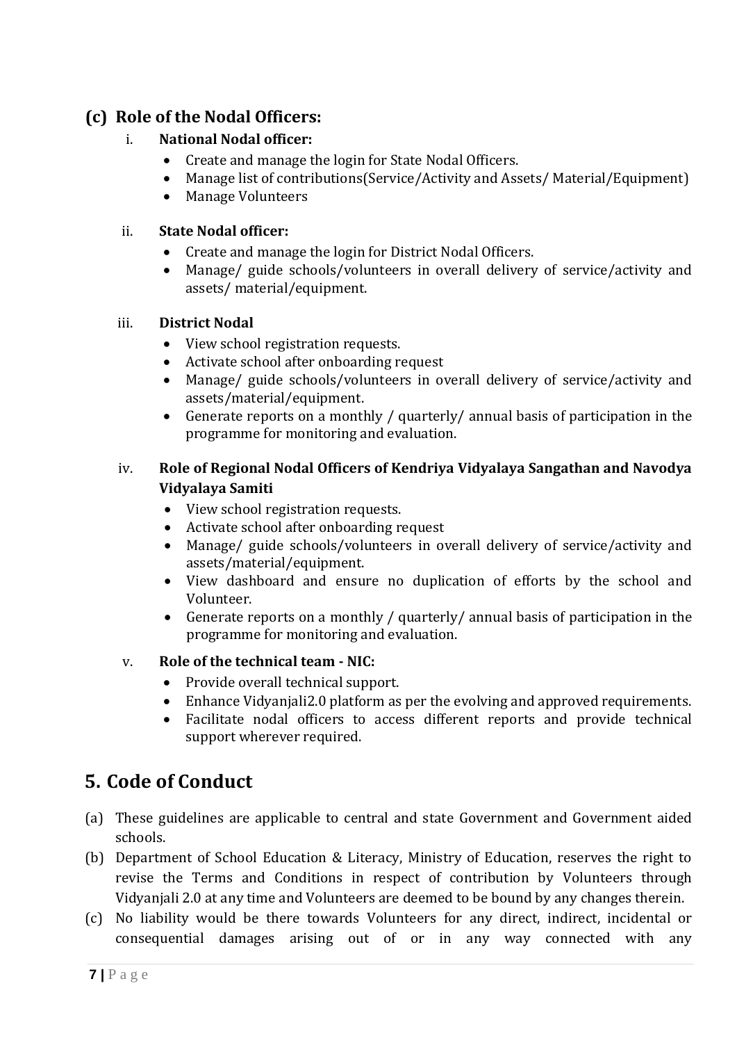### (c) Role of the Nodal Officers:

i. **National Nodal officer:**

- Create and manage the login for State Nodal Officers.
- Manage list of contributions(Service/Activity and Assets/ Material/Equipment)
- Manage Volunteers

ii. **State Nodal officer:**

- Create and manage the login for District Nodal Officers.
- Manage/ guide schools/volunteers in overall delivery of service/activity and assets/ material/equipment.

iii. **District Nodal**

- View school registration requests.
- Activate school after onboarding request
- Manage/ guide schools/volunteers in overall delivery of service/activity and assets/material/equipment.
- Generate reports on a monthly / quarterly/ annual basis of participation in the programme for monitoring and evaluation.

iv. **Role of Regional Nodal Officers of Kendriya Vidyalaya Sangathan and Navodya Vidyalaya Samiti**

- View school registration requests.
- Activate school after onboarding request
- Manage/ guide schools/volunteers in overall delivery of service/activity and assets/material/equipment.
- View dashboard and ensure no duplication of efforts by the school and Volunteer.
- Generate reports on a monthly / quarterly/ annual basis of participation in the programme for monitoring and evaluation.

v. **Role of the technical team - NIC:**

- Provide overall technical support.
- Enhance Vidyanjali2.0 platform as per the evolving and approved requirements.
- Facilitate nodal officers to access different reports and provide technical support wherever required.

## 5. Code of Conduct

(a) These guidelines are applicable to central and state Government and Government aided schools.

(b) Department of School Education & Literacy, Ministry of Education, reserves the right to revise the Terms and Conditions in respect of contribution by Volunteers through Vidyanjali 2.0 at any time and Volunteers are deemed to be bound by any changes therein.

(c) No liability would be there towards Volunteers for any direct, indirect, incidental or consequential damages arising out of or in any way connected with any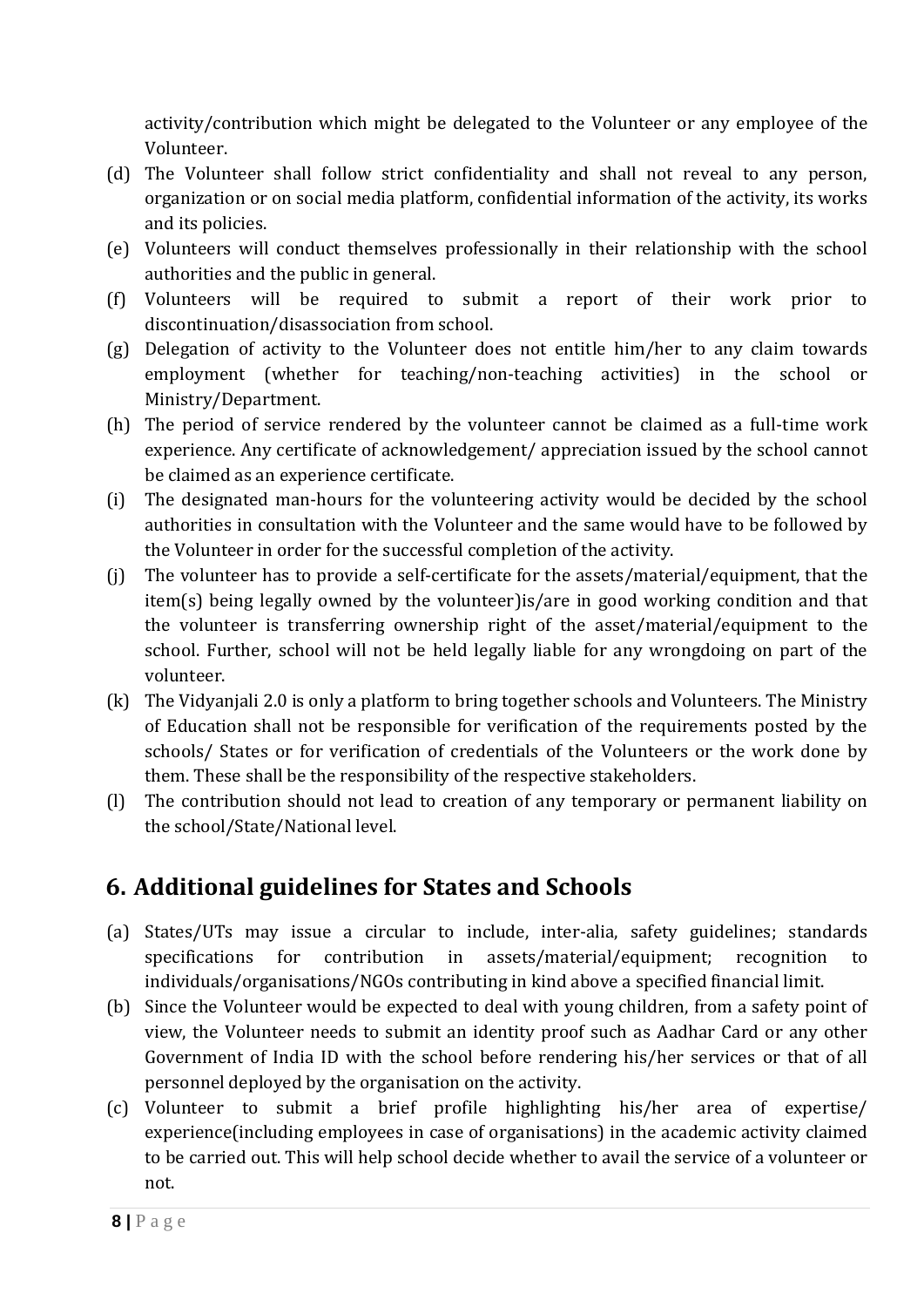activity/contribution which might be delegated to the Volunteer or any employee of the Volunteer.

(d) The Volunteer shall follow strict confidentiality and shall not reveal to any person, organization or on social media platform, confidential information of the activity, its works and its policies.

(e) Volunteers will conduct themselves professionally in their relationship with the school authorities and the public in general.

(f) Volunteers will be required to submit a report of their work prior to discontinuation/disassociation from school.

(g) Delegation of activity to the Volunteer does not entitle him/her to any claim towards employment (whether for teaching/non-teaching activities) in the school or Ministry/Department.

(h) The period of service rendered by the volunteer cannot be claimed as a full-time work experience. Any certificate of acknowledgement/ appreciation issued by the school cannot be claimed as an experience certificate.

(i) The designated man-hours for the volunteering activity would be decided by the school authorities in consultation with the Volunteer and the same would have to be followed by the Volunteer in order for the successful completion of the activity.

(j) The volunteer has to provide a self-certificate for the assets/material/equipment, that the item(s) being legally owned by the volunteer)is/are in good working condition and that the volunteer is transferring ownership right of the asset/material/equipment to the school. Further, school will not be held legally liable for any wrongdoing on part of the volunteer.

(k) The Vidyanjali 2.0 is only a platform to bring together schools and Volunteers. The Ministry of Education shall not be responsible for verification of the requirements posted by the schools/ States or for verification of credentials of the Volunteers or the work done by them. These shall be the responsibility of the respective stakeholders.

(l) The contribution should not lead to creation of any temporary or permanent liability on the school/State/National level.

## 6. Additional guidelines for States and Schools

(a) States/UTs may issue a circular to include, inter-alia, safety guidelines; standards specifications for contribution in assets/material/equipment; recognition to individuals/organisations/NGOs contributing in kind above a specified financial limit.

(b) Since the Volunteer would be expected to deal with young children, from a safety point of view, the Volunteer needs to submit an identity proof such as Aadhar Card or any other Government of India ID with the school before rendering his/her services or that of all personnel deployed by the organisation on the activity.

(c) Volunteer to submit a brief profile highlighting his/her area of expertise/ experience(including employees in case of organisations) in the academic activity claimed to be carried out. This will help school decide whether to avail the service of a volunteer or not.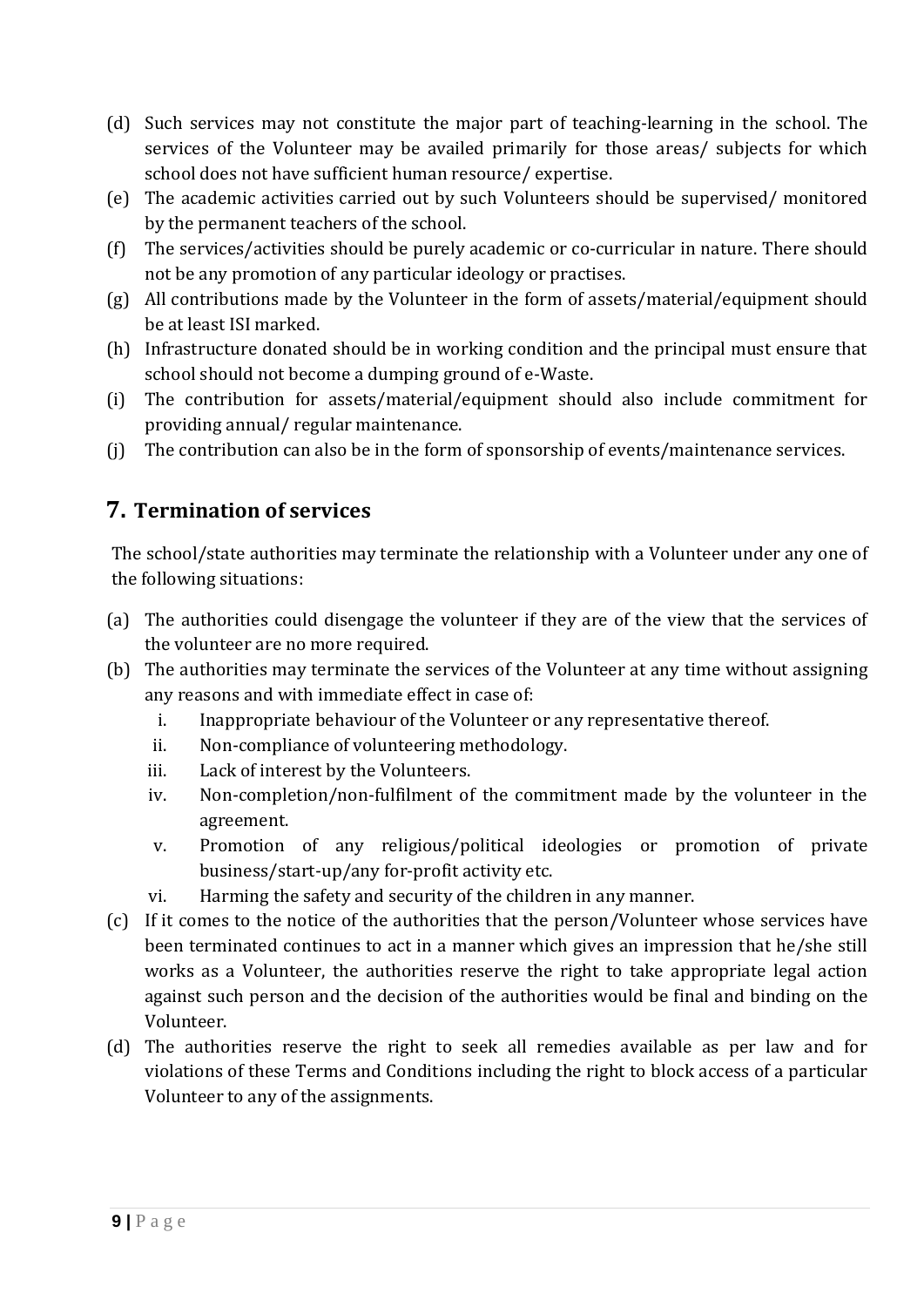(d) Such services may not constitute the major part of teaching-learning in the school. The services of the Volunteer may be availed primarily for those areas/ subjects for which school does not have sufficient human resource/ expertise.

(e) The academic activities carried out by such Volunteers should be supervised/ monitored by the permanent teachers of the school.

(f) The services/activities should be purely academic or co-curricular in nature. There should not be any promotion of any particular ideology or practises.

(g) All contributions made by the Volunteer in the form of assets/material/equipment should be at least ISI marked.

(h) Infrastructure donated should be in working condition and the principal must ensure that school should not become a dumping ground of e-Waste.

(i) The contribution for assets/material/equipment should also include commitment for providing annual/ regular maintenance.

(j) The contribution can also be in the form of sponsorship of events/maintenance services.

## 7. Termination of services

The school/state authorities may terminate the relationship with a Volunteer under any one of the following situations:

(a) The authorities could disengage the volunteer if they are of the view that the services of the volunteer are no more required.

(b) The authorities may terminate the services of the Volunteer at any time without assigning any reasons and with immediate effect in case of:

   i. Inappropriate behaviour of the Volunteer or any representative thereof.
   ii. Non-compliance of volunteering methodology.
   iii. Lack of interest by the Volunteers.
   iv. Non-completion/non-fulfilment of the commitment made by the volunteer in the agreement.
   v. Promotion of any religious/political ideologies or promotion of private business/start-up/any for-profit activity etc.
   vi. Harming the safety and security of the children in any manner.

(c) If it comes to the notice of the authorities that the person/Volunteer whose services have been terminated continues to act in a manner which gives an impression that he/she still works as a Volunteer, the authorities reserve the right to take appropriate legal action against such person and the decision of the authorities would be final and binding on the Volunteer.

(d) The authorities reserve the right to seek all remedies available as per law and for violations of these Terms and Conditions including the right to block access of a particular Volunteer to any of the assignments.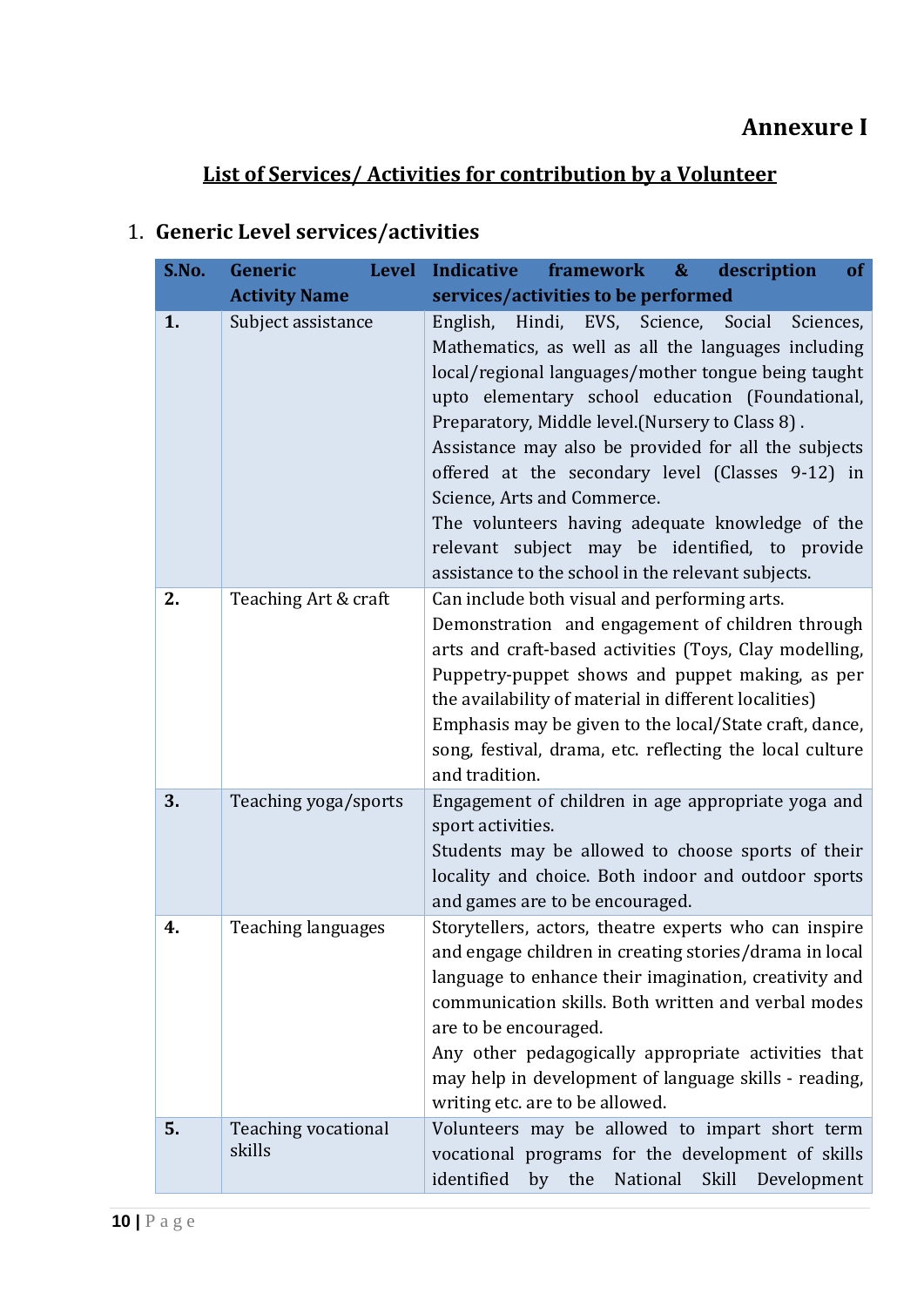# Annexure I

## List of Services/ Activities for contribution by a Volunteer

1. **Generic Level services/activities**

| S.No. | Generic Level Activity Name | Indicative framework & description of services/activities to be performed |
|---|---|---|
| **1.** | Subject assistance | English, Hindi, EVS, Science, Social Sciences, Mathematics, as well as all the languages including local/regional languages/mother tongue being taught upto elementary school education (Foundational, Preparatory, Middle level.(Nursery to Class 8) .<br>Assistance may also be provided for all the subjects offered at the secondary level (Classes 9-12) in Science, Arts and Commerce.<br>The volunteers having adequate knowledge of the relevant subject may be identified, to provide assistance to the school in the relevant subjects. |
| **2.** | Teaching Art & craft | Can include both visual and performing arts.<br>Demonstration and engagement of children through arts and craft-based activities (Toys, Clay modelling, Puppetry-puppet shows and puppet making, as per the availability of material in different localities)<br>Emphasis may be given to the local/State craft, dance, song, festival, drama, etc. reflecting the local culture and tradition. |
| **3.** | Teaching yoga/sports | Engagement of children in age appropriate yoga and sport activities.<br>Students may be allowed to choose sports of their locality and choice. Both indoor and outdoor sports and games are to be encouraged. |
| **4.** | Teaching languages | Storytellers, actors, theatre experts who can inspire and engage children in creating stories/drama in local language to enhance their imagination, creativity and communication skills. Both written and verbal modes are to be encouraged.<br>Any other pedagogically appropriate activities that may help in development of language skills - reading, writing etc. are to be allowed. |
| **5.** | Teaching vocational skills | Volunteers may be allowed to impart short term vocational programs for the development of skills identified by the National Skill Development |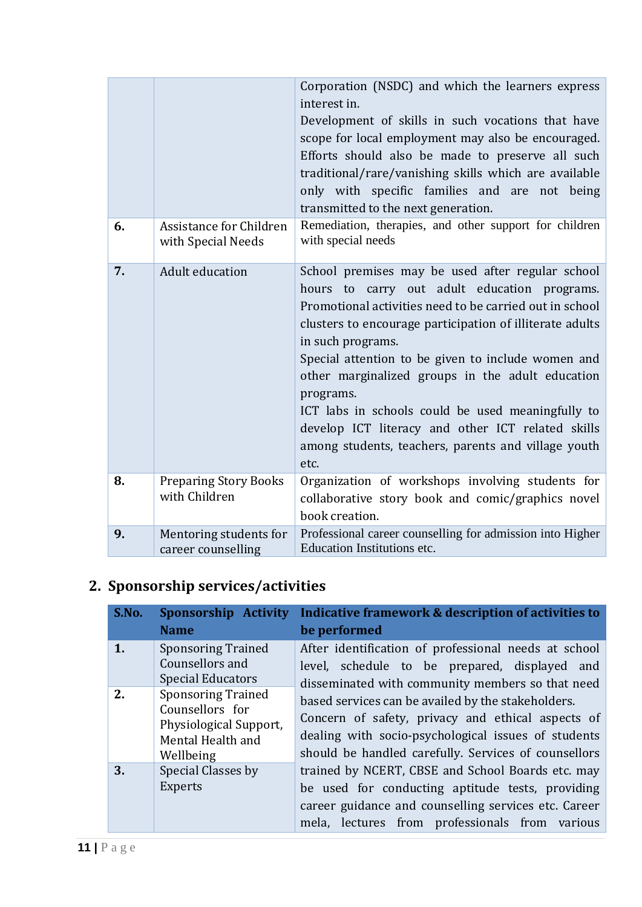| | | Corporation (NSDC) and which the learners express interest in.<br>Development of skills in such vocations that have scope for local employment may also be encouraged. Efforts should also be made to preserve all such traditional/rare/vanishing skills which are available only with specific families and are not being transmitted to the next generation. |
|---|---|---|
| **6.** | Assistance for Children with Special Needs | Remediation, therapies, and other support for children with special needs |
| **7.** | Adult education | School premises may be used after regular school hours to carry out adult education programs. Promotional activities need to be carried out in school clusters to encourage participation of illiterate adults in such programs.<br>Special attention to be given to include women and other marginalized groups in the adult education programs.<br>ICT labs in schools could be used meaningfully to develop ICT literacy and other ICT related skills among students, teachers, parents and village youth etc. |
| **8.** | Preparing Story Books with Children | Organization of workshops involving students for collaborative story book and comic/graphics novel book creation. |
| **9.** | Mentoring students for career counselling | Professional career counselling for admission into Higher Education Institutions etc. |

## 2. Sponsorship services/activities

| S.No. | Sponsorship Activity Name | Indicative framework & description of activities to be performed |
|---|---|---|
| **1.** | Sponsoring Trained Counsellors and Special Educators | After identification of professional needs at school level, schedule to be prepared, displayed and disseminated with community members so that need based services can be availed by the stakeholders.<br>Concern of safety, privacy and ethical aspects of dealing with socio-psychological issues of students should be handled carefully. Services of counsellors trained by NCERT, CBSE and School Boards etc. may be used for conducting aptitude tests, providing career guidance and counselling services etc. Career mela, lectures from professionals from various |
| **2.** | Sponsoring Trained Counsellors for Physiological Support, Mental Health and Wellbeing | |
| **3.** | Special Classes by Experts | |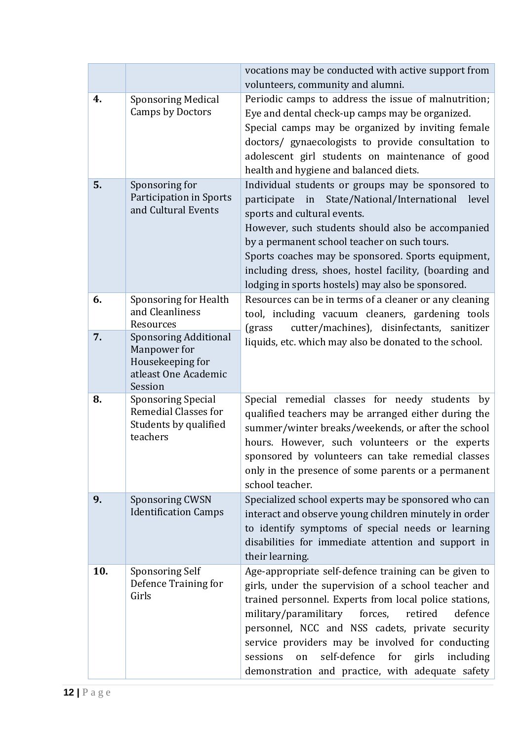| | | |
|---|---|---|
| | | vocations may be conducted with active support from volunteers, community and alumni. |
| **4.** | Sponsoring Medical Camps by Doctors | Periodic camps to address the issue of malnutrition; Eye and dental check-up camps may be organized. Special camps may be organized by inviting female doctors/ gynaecologists to provide consultation to adolescent girl students on maintenance of good health and hygiene and balanced diets. |
| **5.** | Sponsoring for Participation in Sports and Cultural Events | Individual students or groups may be sponsored to participate in State/National/International level sports and cultural events. However, such students should also be accompanied by a permanent school teacher on such tours. Sports coaches may be sponsored. Sports equipment, including dress, shoes, hostel facility, (boarding and lodging in sports hostels) may also be sponsored. |
| **6.** | Sponsoring for Health and Cleanliness Resources | Resources can be in terms of a cleaner or any cleaning tool, including vacuum cleaners, gardening tools (grass cutter/machines), disinfectants, sanitizer liquids, etc. which may also be donated to the school. |
| **7.** | Sponsoring Additional Manpower for Housekeeping for atleast One Academic Session | |
| **8.** | Sponsoring Special Remedial Classes for Students by qualified teachers | Special remedial classes for needy students by qualified teachers may be arranged either during the summer/winter breaks/weekends, or after the school hours. However, such volunteers or the experts sponsored by volunteers can take remedial classes only in the presence of some parents or a permanent school teacher. |
| **9.** | Sponsoring CWSN Identification Camps | Specialized school experts may be sponsored who can interact and observe young children minutely in order to identify symptoms of special needs or learning disabilities for immediate attention and support in their learning. |
| **10.** | Sponsoring Self Defence Training for Girls | Age-appropriate self-defence training can be given to girls, under the supervision of a school teacher and trained personnel. Experts from local police stations, military/paramilitary forces, retired defence personnel, NCC and NSS cadets, private security service providers may be involved for conducting sessions on self-defence for girls including demonstration and practice, with adequate safety |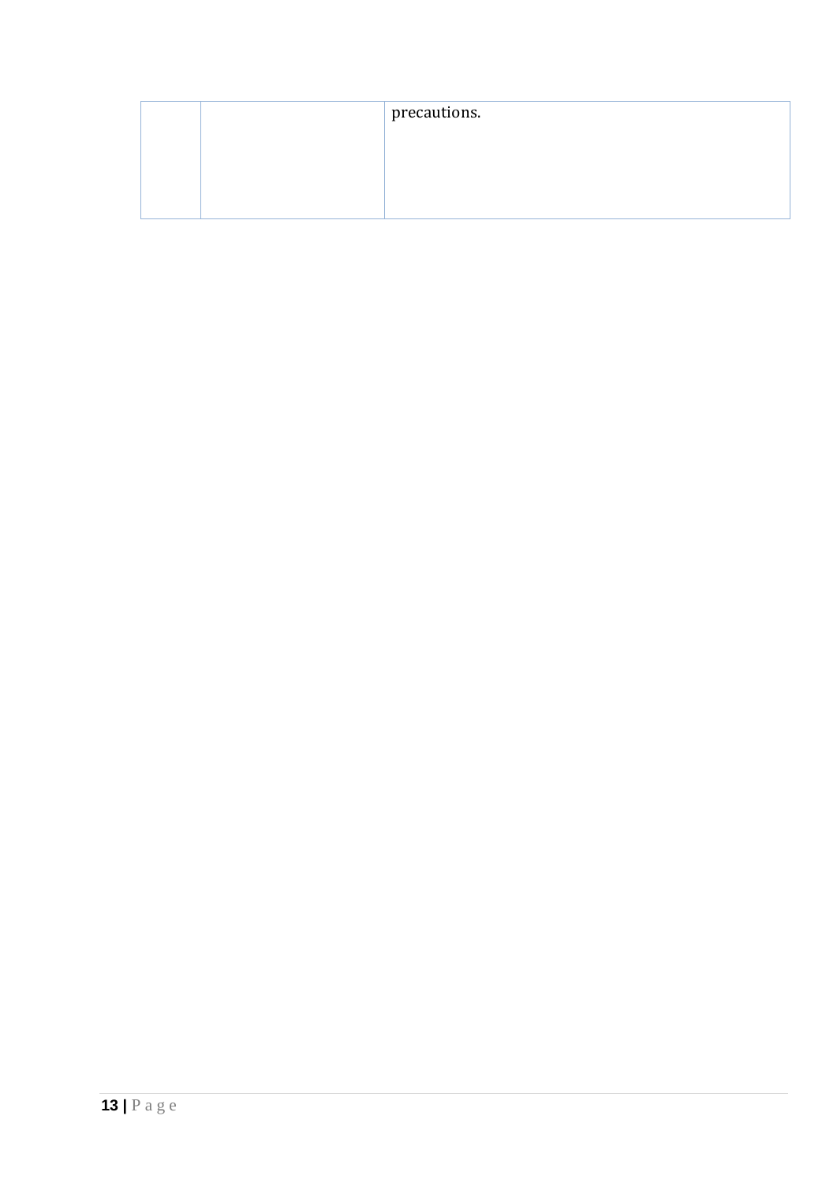| | | precautions. |
|---|---|---|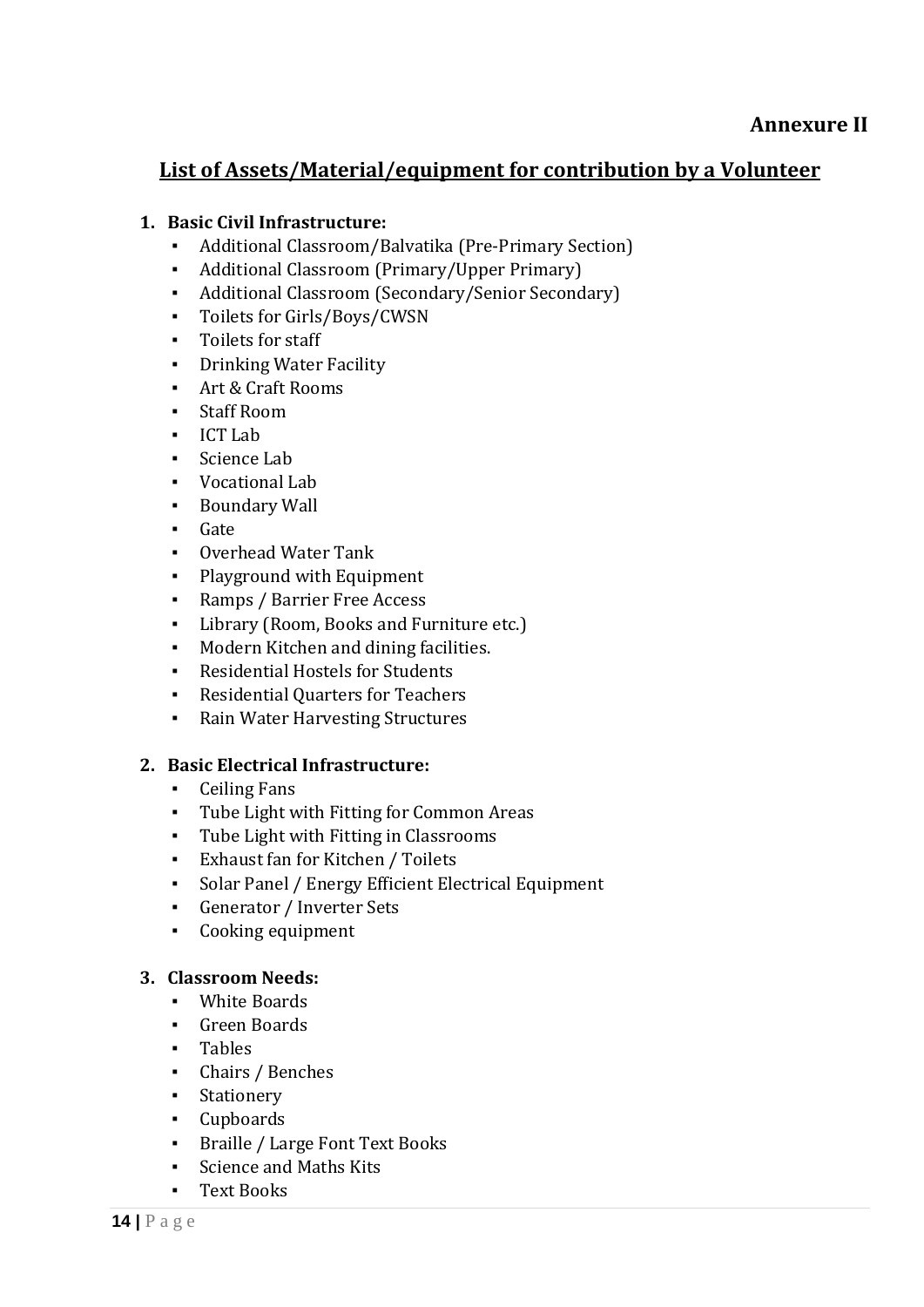**Annexure II**

## List of Assets/Material/equipment for contribution by a Volunteer

1. **Basic Civil Infrastructure:**
    - Additional Classroom/Balvatika (Pre-Primary Section)
    - Additional Classroom (Primary/Upper Primary)
    - Additional Classroom (Secondary/Senior Secondary)
    - Toilets for Girls/Boys/CWSN
    - Toilets for staff
    - Drinking Water Facility
    - Art & Craft Rooms
    - Staff Room
    - ICT Lab
    - Science Lab
    - Vocational Lab
    - Boundary Wall
    - Gate
    - Overhead Water Tank
    - Playground with Equipment
    - Ramps / Barrier Free Access
    - Library (Room, Books and Furniture etc.)
    - Modern Kitchen and dining facilities.
    - Residential Hostels for Students
    - Residential Quarters for Teachers
    - Rain Water Harvesting Structures

2. **Basic Electrical Infrastructure:**
    - Ceiling Fans
    - Tube Light with Fitting for Common Areas
    - Tube Light with Fitting in Classrooms
    - Exhaust fan for Kitchen / Toilets
    - Solar Panel / Energy Efficient Electrical Equipment
    - Generator / Inverter Sets
    - Cooking equipment

3. **Classroom Needs:**
    - White Boards
    - Green Boards
    - Tables
    - Chairs / Benches
    - Stationery
    - Cupboards
    - Braille / Large Font Text Books
    - Science and Maths Kits
    - Text Books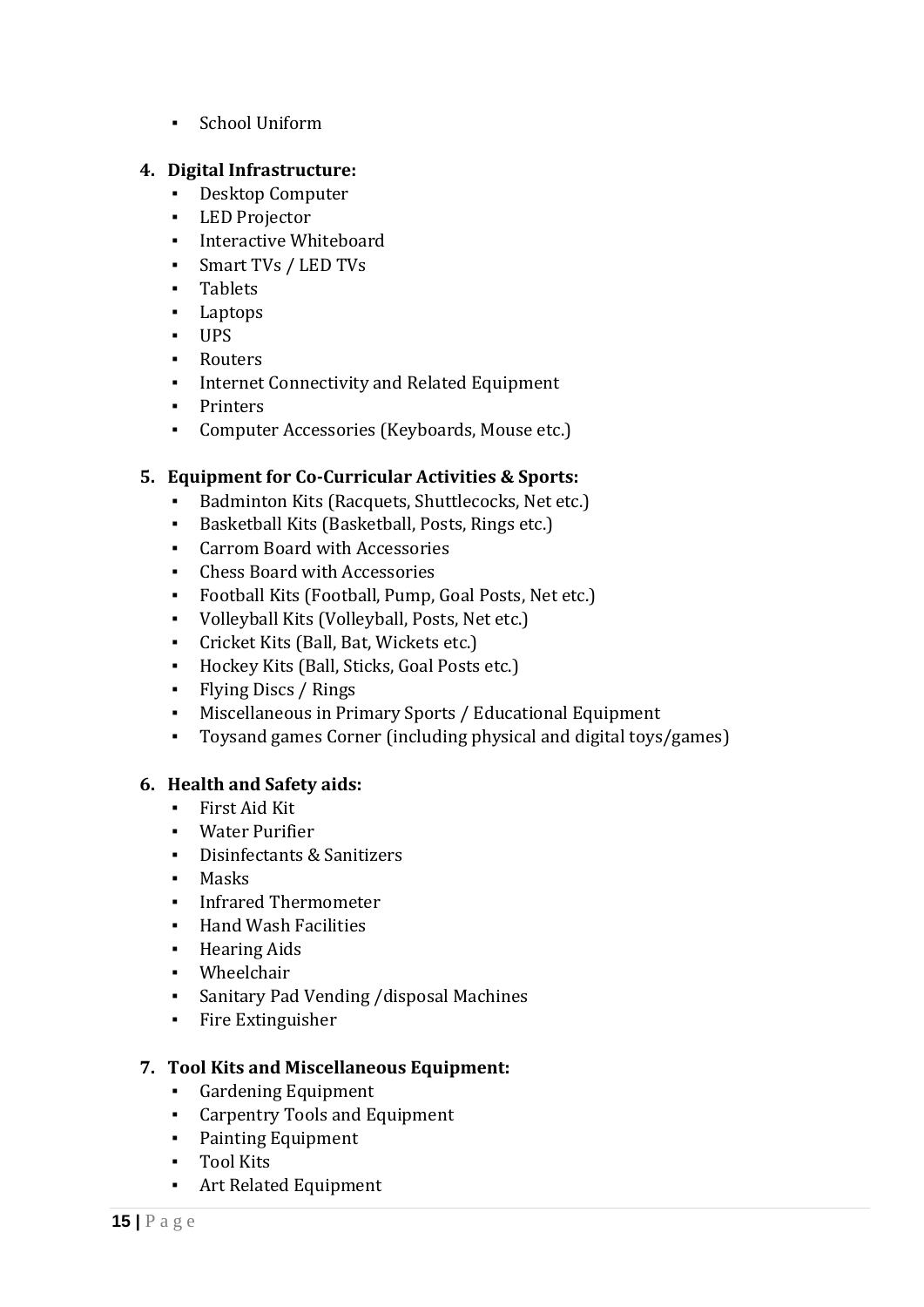- School Uniform

4. **Digital Infrastructure:**
    - Desktop Computer
    - LED Projector
    - Interactive Whiteboard
    - Smart TVs / LED TVs
    - Tablets
    - Laptops
    - UPS
    - Routers
    - Internet Connectivity and Related Equipment
    - Printers
    - Computer Accessories (Keyboards, Mouse etc.)

5. **Equipment for Co-Curricular Activities & Sports:**
    - Badminton Kits (Racquets, Shuttlecocks, Net etc.)
    - Basketball Kits (Basketball, Posts, Rings etc.)
    - Carrom Board with Accessories
    - Chess Board with Accessories
    - Football Kits (Football, Pump, Goal Posts, Net etc.)
    - Volleyball Kits (Volleyball, Posts, Net etc.)
    - Cricket Kits (Ball, Bat, Wickets etc.)
    - Hockey Kits (Ball, Sticks, Goal Posts etc.)
    - Flying Discs / Rings
    - Miscellaneous in Primary Sports / Educational Equipment
    - Toysand games Corner (including physical and digital toys/games)

6. **Health and Safety aids:**
    - First Aid Kit
    - Water Purifier
    - Disinfectants & Sanitizers
    - Masks
    - Infrared Thermometer
    - Hand Wash Facilities
    - Hearing Aids
    - Wheelchair
    - Sanitary Pad Vending /disposal Machines
    - Fire Extinguisher

7. **Tool Kits and Miscellaneous Equipment:**
    - Gardening Equipment
    - Carpentry Tools and Equipment
    - Painting Equipment
    - Tool Kits
    - Art Related Equipment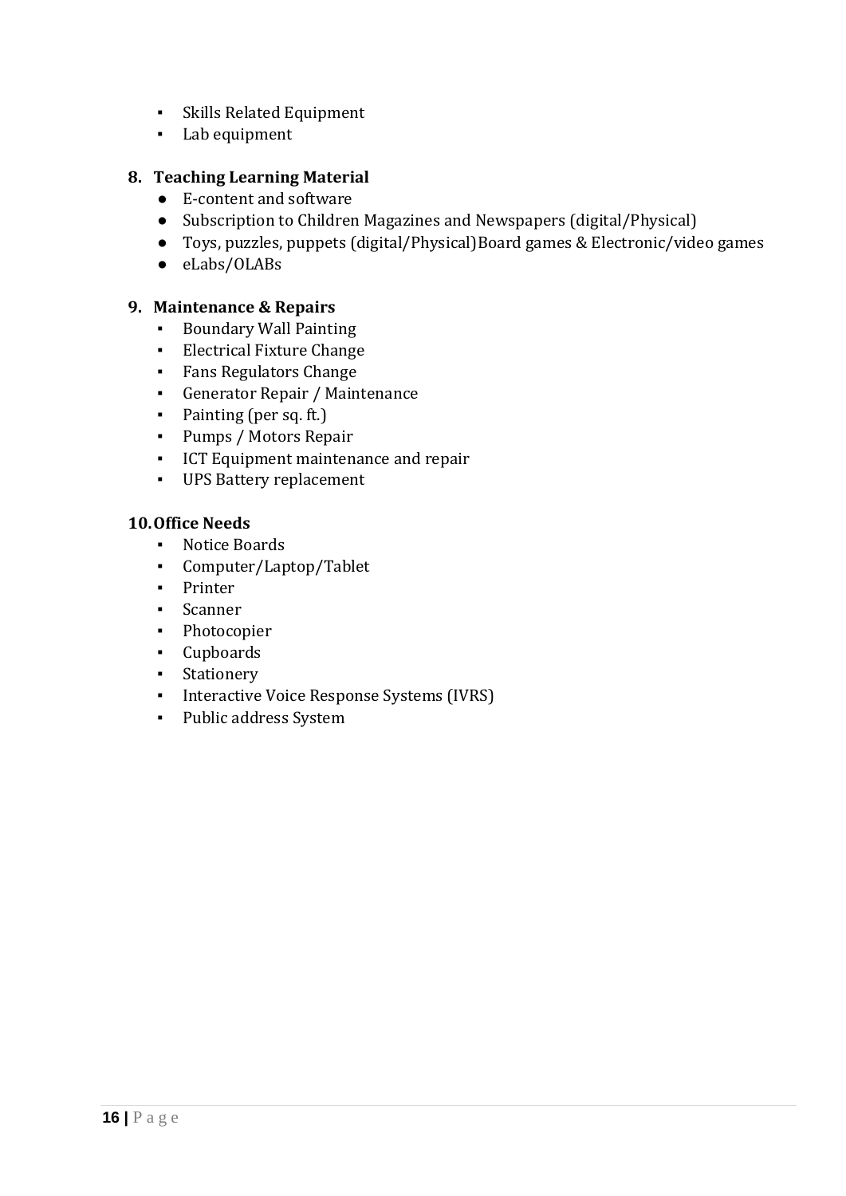- Skills Related Equipment
- Lab equipment

**8. Teaching Learning Material**

- E-content and software
- Subscription to Children Magazines and Newspapers (digital/Physical)
- Toys, puzzles, puppets (digital/Physical)Board games & Electronic/video games
- eLabs/OLABs

**9. Maintenance & Repairs**

- Boundary Wall Painting
- Electrical Fixture Change
- Fans Regulators Change
- Generator Repair / Maintenance
- Painting (per sq. ft.)
- Pumps / Motors Repair
- ICT Equipment maintenance and repair
- UPS Battery replacement

**10. Office Needs**

- Notice Boards
- Computer/Laptop/Tablet
- Printer
- Scanner
- Photocopier
- Cupboards
- Stationery
- Interactive Voice Response Systems (IVRS)
- Public address System